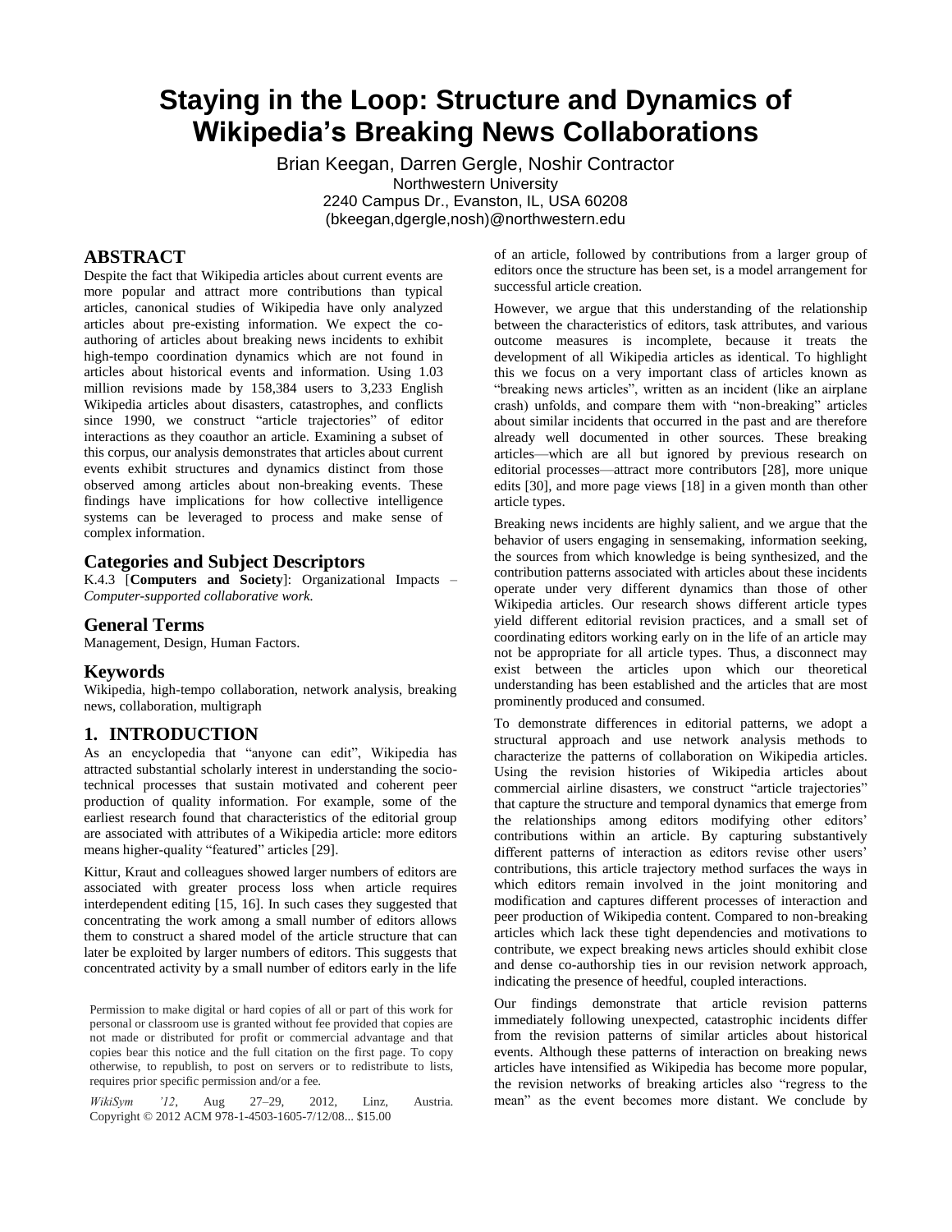# Staying in the Loop: Structure and Dynamics of Wikipedia's Breaking News Collaborations

Brian Keegan, Darren Gergle, Noshir Contractor
Northwestern University
2240 Campus Dr., Evanston, IL, USA 60208
(bkeegan,dgergle,nosh)@northwestern.edu

## ABSTRACT

Despite the fact that Wikipedia articles about current events are more popular and attract more contributions than typical articles, canonical studies of Wikipedia have only analyzed articles about pre-existing information. We expect the co-authoring of articles about breaking news incidents to exhibit high-tempo coordination dynamics which are not found in articles about historical events and information. Using 1.03 million revisions made by 158,384 users to 3,233 English Wikipedia articles about disasters, catastrophes, and conflicts since 1990, we construct "article trajectories" of editor interactions as they coauthor an article. Examining a subset of this corpus, our analysis demonstrates that articles about current events exhibit structures and dynamics distinct from those observed among articles about non-breaking events. These findings have implications for how collective intelligence systems can be leveraged to process and make sense of complex information.

### Categories and Subject Descriptors

K.4.3 [**Computers and Society**]: Organizational Impacts – *Computer-supported collaborative work.*

### General Terms

Management, Design, Human Factors.

### Keywords

Wikipedia, high-tempo collaboration, network analysis, breaking news, collaboration, multigraph

## 1. INTRODUCTION

As an encyclopedia that "anyone can edit", Wikipedia has attracted substantial scholarly interest in understanding the socio-technical processes that sustain motivated and coherent peer production of quality information. For example, some of the earliest research found that characteristics of the editorial group are associated with attributes of a Wikipedia article: more editors means higher-quality "featured" articles [29].

Kittur, Kraut and colleagues showed larger numbers of editors are associated with greater process loss when article requires interdependent editing [15, 16]. In such cases they suggested that concentrating the work among a small number of editors allows them to construct a shared model of the article structure that can later be exploited by larger numbers of editors. This suggests that concentrated activity by a small number of editors early in the life of an article, followed by contributions from a larger group of editors once the structure has been set, is a model arrangement for successful article creation.

However, we argue that this understanding of the relationship between the characteristics of editors, task attributes, and various outcome measures is incomplete, because it treats the development of all Wikipedia articles as identical. To highlight this we focus on a very important class of articles known as "breaking news articles", written as an incident (like an airplane crash) unfolds, and compare them with "non-breaking" articles about similar incidents that occurred in the past and are therefore already well documented in other sources. These breaking articles—which are all but ignored by previous research on editorial processes—attract more contributors [28], more unique edits [30], and more page views [18] in a given month than other article types.

Breaking news incidents are highly salient, and we argue that the behavior of users engaging in sensemaking, information seeking, the sources from which knowledge is being synthesized, and the contribution patterns associated with articles about these incidents operate under very different dynamics than those of other Wikipedia articles. Our research shows different article types yield different editorial revision practices, and a small set of coordinating editors working early on in the life of an article may not be appropriate for all article types. Thus, a disconnect may exist between the articles upon which our theoretical understanding has been established and the articles that are most prominently produced and consumed.

To demonstrate differences in editorial patterns, we adopt a structural approach and use network analysis methods to characterize the patterns of collaboration on Wikipedia articles. Using the revision histories of Wikipedia articles about commercial airline disasters, we construct "article trajectories" that capture the structure and temporal dynamics that emerge from the relationships among editors modifying other editors' contributions within an article. By capturing substantively different patterns of interaction as editors revise other users' contributions, this article trajectory method surfaces the ways in which editors remain involved in the joint monitoring and modification and captures different processes of interaction and peer production of Wikipedia content. Compared to non-breaking articles which lack these tight dependencies and motivations to contribute, we expect breaking news articles should exhibit close and dense co-authorship ties in our revision network approach, indicating the presence of heedful, coupled interactions.

Our findings demonstrate that article revision patterns immediately following unexpected, catastrophic incidents differ from the revision patterns of similar articles about historical events. Although these patterns of interaction on breaking news articles have intensified as Wikipedia has become more popular, the revision networks of breaking articles also "regress to the mean" as the event becomes more distant. We conclude by

Permission to make digital or hard copies of all or part of this work for personal or classroom use is granted without fee provided that copies are not made or distributed for profit or commercial advantage and that copies bear this notice and the full citation on the first page. To copy otherwise, to republish, to post on servers or to redistribute to lists, requires prior specific permission and/or a fee.

*WikiSym '12*, Aug 27–29, 2012, Linz, Austria.
Copyright © 2012 ACM 978-1-4503-1605-7/12/08... $15.00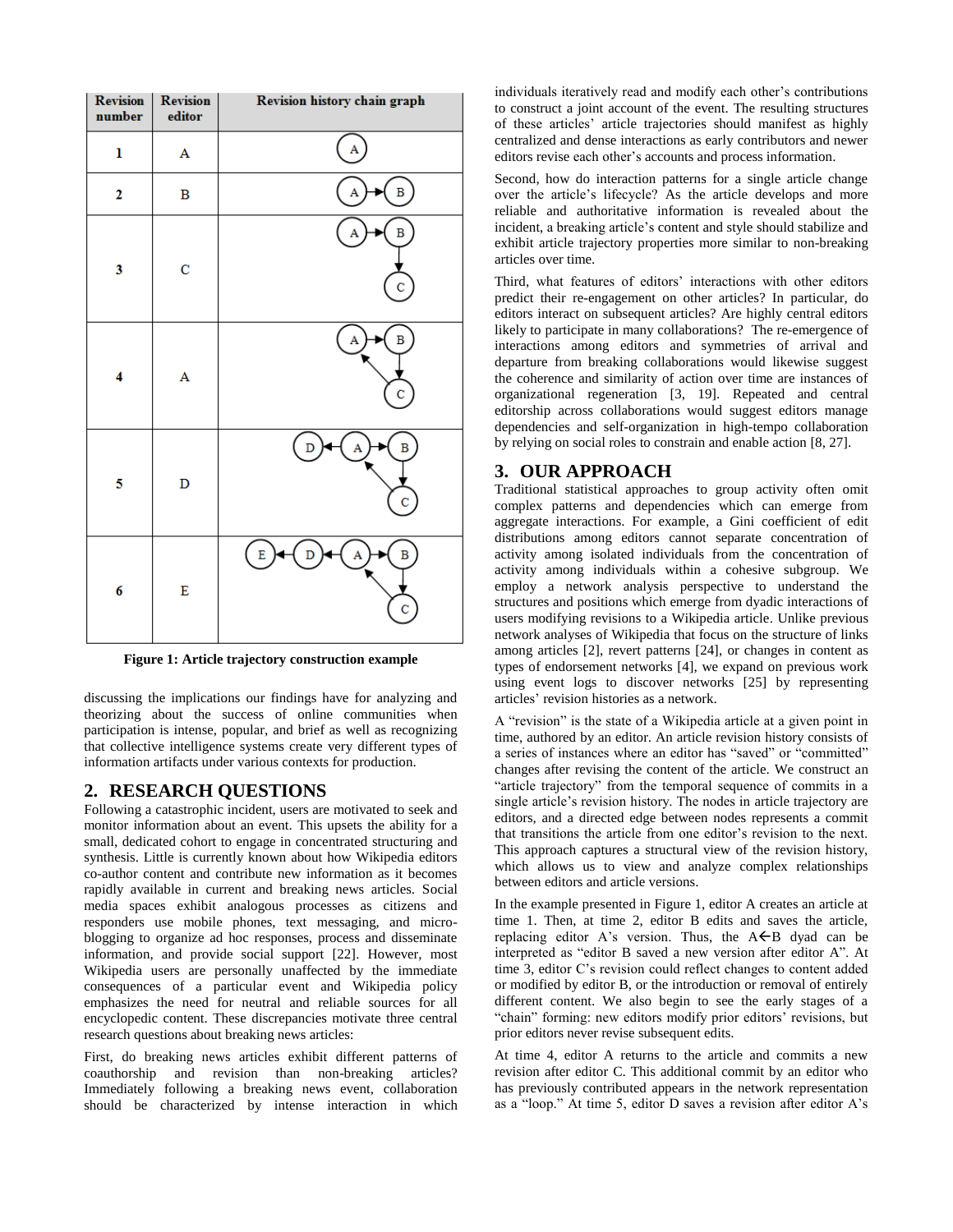| Revision number | Revision editor | Revision history chain graph |
|---|---|---|
| 1 | A | |
| 2 | B | |
| 3 | C | |
| 4 | A | |
| 5 | D | |
| 6 | E | |

**Figure 1: Article trajectory construction example**

discussing the implications our findings have for analyzing and theorizing about the success of online communities when participation is intense, popular, and brief as well as recognizing that collective intelligence systems create very different types of information artifacts under various contexts for production.

## 2. RESEARCH QUESTIONS

Following a catastrophic incident, users are motivated to seek and monitor information about an event. This upsets the ability for a small, dedicated cohort to engage in concentrated structuring and synthesis. Little is currently known about how Wikipedia editors co-author content and contribute new information as it becomes rapidly available in current and breaking news articles. Social media spaces exhibit analogous processes as citizens and responders use mobile phones, text messaging, and micro-blogging to organize ad hoc responses, process and disseminate information, and provide social support [22]. However, most Wikipedia users are personally unaffected by the immediate consequences of a particular event and Wikipedia policy emphasizes the need for neutral and reliable sources for all encyclopedic content. These discrepancies motivate three central research questions about breaking news articles:

First, do breaking news articles exhibit different patterns of coauthorship and revision than non-breaking articles? Immediately following a breaking news event, collaboration should be characterized by intense interaction in which individuals iteratively read and modify each other's contributions to construct a joint account of the event. The resulting structures of these articles' article trajectories should manifest as highly centralized and dense interactions as early contributors and newer editors revise each other's accounts and process information.

Second, how do interaction patterns for a single article change over the article's lifecycle? As the article develops and more reliable and authoritative information is revealed about the incident, a breaking article's content and style should stabilize and exhibit article trajectory properties more similar to non-breaking articles over time.

Third, what features of editors' interactions with other editors predict their re-engagement on other articles? In particular, do editors interact on subsequent articles? Are highly central editors likely to participate in many collaborations? The re-emergence of interactions among editors and symmetries of arrival and departure from breaking collaborations would likewise suggest the coherence and similarity of action over time are instances of organizational regeneration [3, 19]. Repeated and central editorship across collaborations would suggest editors manage dependencies and self-organization in high-tempo collaboration by relying on social roles to constrain and enable action [8, 27].

## 3. OUR APPROACH

Traditional statistical approaches to group activity often omit complex patterns and dependencies which can emerge from aggregate interactions. For example, a Gini coefficient of edit distributions among editors cannot separate concentration of activity among isolated individuals from the concentration of activity among individuals within a cohesive subgroup. We employ a network analysis perspective to understand the structures and positions which emerge from dyadic interactions of users modifying revisions to a Wikipedia article. Unlike previous network analyses of Wikipedia that focus on the structure of links among articles [2], revert patterns [24], or changes in content as types of endorsement networks [4], we expand on previous work using event logs to discover networks [25] by representing articles' revision histories as a network.

A "revision" is the state of a Wikipedia article at a given point in time, authored by an editor. An article revision history consists of a series of instances where an editor has "saved" or "committed" changes after revising the content of the article. We construct an "article trajectory" from the temporal sequence of commits in a single article's revision history. The nodes in article trajectory are editors, and a directed edge between nodes represents a commit that transitions the article from one editor's revision to the next. This approach captures a structural view of the revision history, which allows us to view and analyze complex relationships between editors and article versions.

In the example presented in Figure 1, editor A creates an article at time 1. Then, at time 2, editor B edits and saves the article, replacing editor A's version. Thus, the A←B dyad can be interpreted as "editor B saved a new version after editor A". At time 3, editor C's revision could reflect changes to content added or modified by editor B, or the introduction or removal of entirely different content. We also begin to see the early stages of a "chain" forming: new editors modify prior editors' revisions, but prior editors never revise subsequent edits.

At time 4, editor A returns to the article and commits a new revision after editor C. This additional commit by an editor who has previously contributed appears in the network representation as a "loop." At time 5, editor D saves a revision after editor A's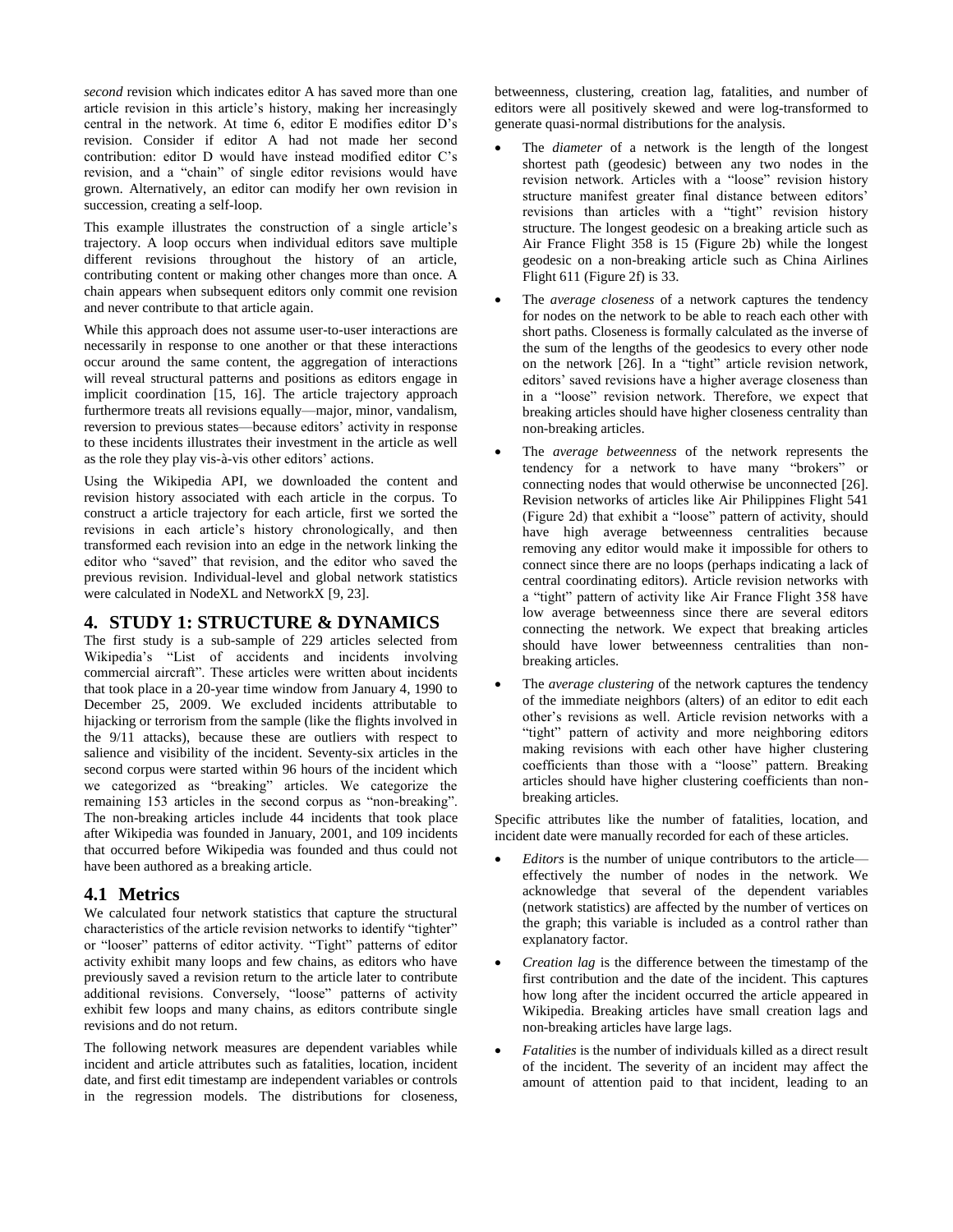*second* revision which indicates editor A has saved more than one article revision in this article's history, making her increasingly central in the network. At time 6, editor E modifies editor D's revision. Consider if editor A had not made her second contribution: editor D would have instead modified editor C's revision, and a "chain" of single editor revisions would have grown. Alternatively, an editor can modify her own revision in succession, creating a self-loop.

This example illustrates the construction of a single article's trajectory. A loop occurs when individual editors save multiple different revisions throughout the history of an article, contributing content or making other changes more than once. A chain appears when subsequent editors only commit one revision and never contribute to that article again.

While this approach does not assume user-to-user interactions are necessarily in response to one another or that these interactions occur around the same content, the aggregation of interactions will reveal structural patterns and positions as editors engage in implicit coordination [15, 16]. The article trajectory approach furthermore treats all revisions equally—major, minor, vandalism, reversion to previous states—because editors' activity in response to these incidents illustrates their investment in the article as well as the role they play vis-à-vis other editors' actions.

Using the Wikipedia API, we downloaded the content and revision history associated with each article in the corpus. To construct a article trajectory for each article, first we sorted the revisions in each article's history chronologically, and then transformed each revision into an edge in the network linking the editor who "saved" that revision, and the editor who saved the previous revision. Individual-level and global network statistics were calculated in NodeXL and NetworkX [9, 23].

# 4. STUDY 1: STRUCTURE & DYNAMICS

The first study is a sub-sample of 229 articles selected from Wikipedia's "List of accidents and incidents involving commercial aircraft". These articles were written about incidents that took place in a 20-year time window from January 4, 1990 to December 25, 2009. We excluded incidents attributable to hijacking or terrorism from the sample (like the flights involved in the 9/11 attacks), because these are outliers with respect to salience and visibility of the incident. Seventy-six articles in the second corpus were started within 96 hours of the incident which we categorized as "breaking" articles. We categorize the remaining 153 articles in the second corpus as "non-breaking". The non-breaking articles include 44 incidents that took place after Wikipedia was founded in January, 2001, and 109 incidents that occurred before Wikipedia was founded and thus could not have been authored as a breaking article.

## 4.1 Metrics

We calculated four network statistics that capture the structural characteristics of the article revision networks to identify "tighter" or "looser" patterns of editor activity. "Tight" patterns of editor activity exhibit many loops and few chains, as editors who have previously saved a revision return to the article later to contribute additional revisions. Conversely, "loose" patterns of activity exhibit few loops and many chains, as editors contribute single revisions and do not return.

The following network measures are dependent variables while incident and article attributes such as fatalities, location, incident date, and first edit timestamp are independent variables or controls in the regression models. The distributions for closeness, betweenness, clustering, creation lag, fatalities, and number of editors were all positively skewed and were log-transformed to generate quasi-normal distributions for the analysis.

- The *diameter* of a network is the length of the longest shortest path (geodesic) between any two nodes in the revision network. Articles with a "loose" revision history structure manifest greater final distance between editors' revisions than articles with a "tight" revision history structure. The longest geodesic on a breaking article such as Air France Flight 358 is 15 (Figure 2b) while the longest geodesic on a non-breaking article such as China Airlines Flight 611 (Figure 2f) is 33.
- The *average closeness* of a network captures the tendency for nodes on the network to be able to reach each other with short paths. Closeness is formally calculated as the inverse of the sum of the lengths of the geodesics to every other node on the network [26]. In a "tight" article revision network, editors' saved revisions have a higher average closeness than in a "loose" revision network. Therefore, we expect that breaking articles should have higher closeness centrality than non-breaking articles.
- The *average betweenness* of the network represents the tendency for a network to have many "brokers" or connecting nodes that would otherwise be unconnected [26]. Revision networks of articles like Air Philippines Flight 541 (Figure 2d) that exhibit a "loose" pattern of activity, should have high average betweenness centralities because removing any editor would make it impossible for others to connect since there are no loops (perhaps indicating a lack of central coordinating editors). Article revision networks with a "tight" pattern of activity like Air France Flight 358 have low average betweenness since there are several editors connecting the network. We expect that breaking articles should have lower betweenness centralities than non-breaking articles.
- The *average clustering* of the network captures the tendency of the immediate neighbors (alters) of an editor to edit each other's revisions as well. Article revision networks with a "tight" pattern of activity and more neighboring editors making revisions with each other have higher clustering coefficients than those with a "loose" pattern. Breaking articles should have higher clustering coefficients than non-breaking articles.

Specific attributes like the number of fatalities, location, and incident date were manually recorded for each of these articles.

- *Editors* is the number of unique contributors to the article—effectively the number of nodes in the network. We acknowledge that several of the dependent variables (network statistics) are affected by the number of vertices on the graph; this variable is included as a control rather than explanatory factor.
- *Creation lag* is the difference between the timestamp of the first contribution and the date of the incident. This captures how long after the incident occurred the article appeared in Wikipedia. Breaking articles have small creation lags and non-breaking articles have large lags.
- *Fatalities* is the number of individuals killed as a direct result of the incident. The severity of an incident may affect the amount of attention paid to that incident, leading to an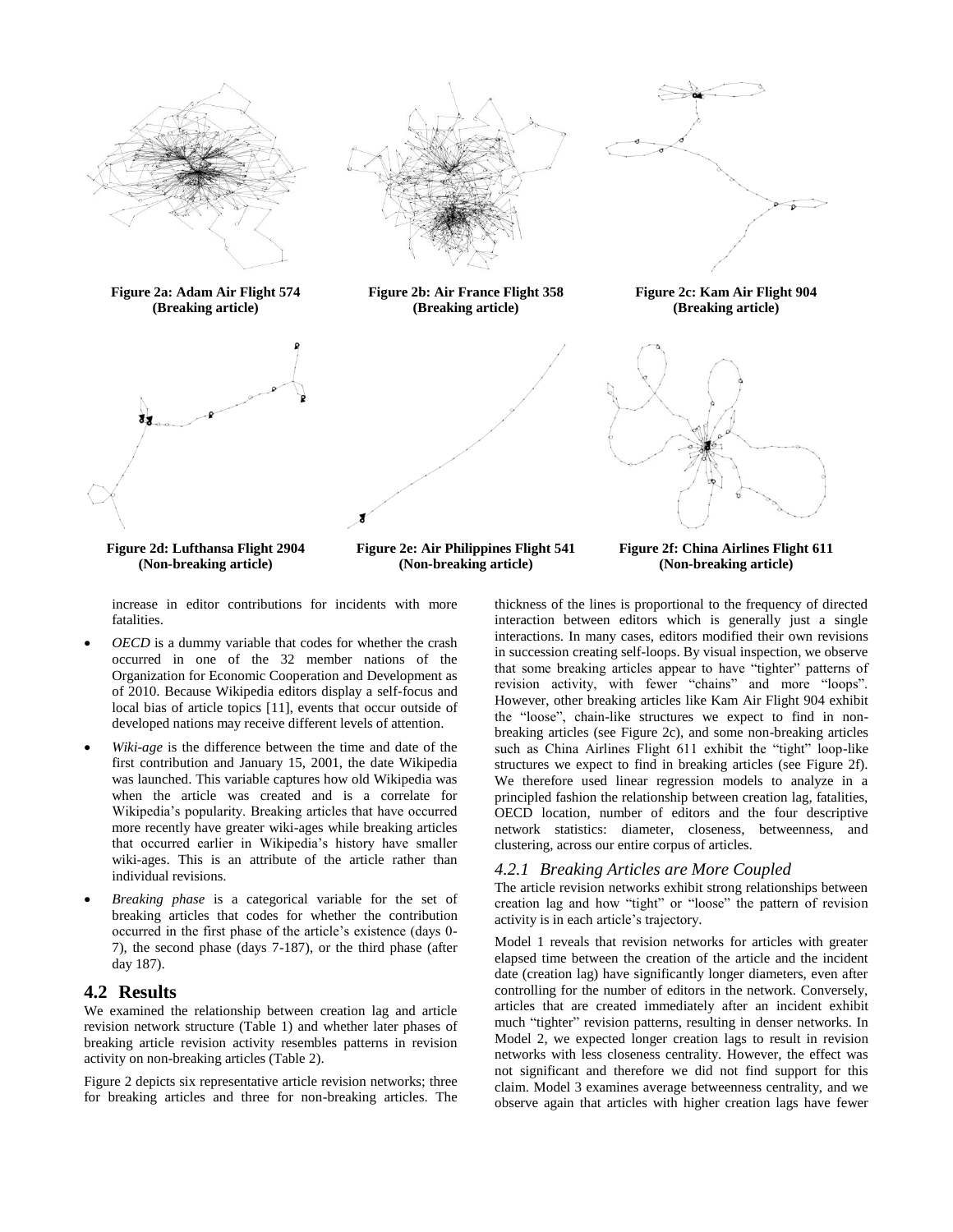Figure 2a: Adam Air Flight 574 (Breaking article)

Figure 2b: Air France Flight 358 (Breaking article)

Figure 2c: Kam Air Flight 904 (Breaking article)

Figure 2d: Lufthansa Flight 2904 (Non-breaking article)

Figure 2e: Air Philippines Flight 541 (Non-breaking article)

Figure 2f: China Airlines Flight 611 (Non-breaking article)

increase in editor contributions for incidents with more fatalities.

- *OECD* is a dummy variable that codes for whether the crash occurred in one of the 32 member nations of the Organization for Economic Cooperation and Development as of 2010. Because Wikipedia editors display a self-focus and local bias of article topics [11], events that occur outside of developed nations may receive different levels of attention.
- *Wiki-age* is the difference between the time and date of the first contribution and January 15, 2001, the date Wikipedia was launched. This variable captures how old Wikipedia was when the article was created and is a correlate for Wikipedia's popularity. Breaking articles that have occurred more recently have greater wiki-ages while breaking articles that occurred earlier in Wikipedia's history have smaller wiki-ages. This is an attribute of the article rather than individual revisions.
- *Breaking phase* is a categorical variable for the set of breaking articles that codes for whether the contribution occurred in the first phase of the article's existence (days 0-7), the second phase (days 7-187), or the third phase (after day 187).

## 4.2 Results

We examined the relationship between creation lag and article revision network structure (Table 1) and whether later phases of breaking article revision activity resembles patterns in revision activity on non-breaking articles (Table 2).

Figure 2 depicts six representative article revision networks; three for breaking articles and three for non-breaking articles. The thickness of the lines is proportional to the frequency of directed interaction between editors which is generally just a single interactions. In many cases, editors modified their own revisions in succession creating self-loops. By visual inspection, we observe that some breaking articles appear to have "tighter" patterns of revision activity, with fewer "chains" and more "loops". However, other breaking articles like Kam Air Flight 904 exhibit the "loose", chain-like structures we expect to find in non-breaking articles (see Figure 2c), and some non-breaking articles such as China Airlines Flight 611 exhibit the "tight" loop-like structures we expect to find in breaking articles (see Figure 2f). We therefore used linear regression models to analyze in a principled fashion the relationship between creation lag, fatalities, OECD location, number of editors and the four descriptive network statistics: diameter, closeness, betweenness, and clustering, across our entire corpus of articles.

### *4.2.1 Breaking Articles are More Coupled*

The article revision networks exhibit strong relationships between creation lag and how "tight" or "loose" the pattern of revision activity is in each article's trajectory.

Model 1 reveals that revision networks for articles with greater elapsed time between the creation of the article and the incident date (creation lag) have significantly longer diameters, even after controlling for the number of editors in the network. Conversely, articles that are created immediately after an incident exhibit much "tighter" revision patterns, resulting in denser networks. In Model 2, we expected longer creation lags to result in revision networks with less closeness centrality. However, the effect was not significant and therefore we did not find support for this claim. Model 3 examines average betweenness centrality, and we observe again that articles with higher creation lags have fewer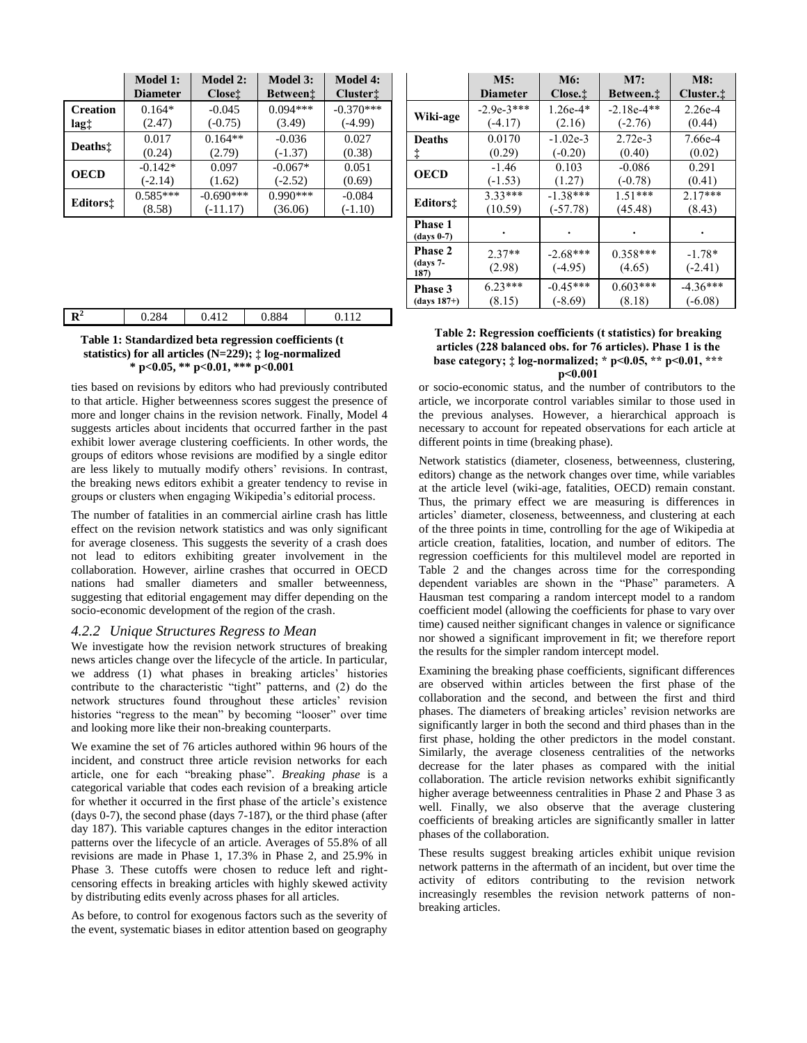| | Model 1: Diameter | Model 2: Close‡ | Model 3: Between‡ | Model 4: Cluster‡ |
|---|---|---|---|---|
| Creation lag‡ | 0.164* (2.47) | -0.045 (-0.75) | 0.094*** (3.49) | -0.370*** (-4.99) |
| Deaths‡ | 0.017 (0.24) | 0.164** (2.79) | -0.036 (-1.37) | 0.027 (0.38) |
| OECD | -0.142* (-2.14) | 0.097 (1.62) | -0.067* (-2.52) | 0.051 (0.69) |
| Editors‡ | 0.585*** (8.58) | -0.690*** (-11.17) | 0.990*** (36.06) | -0.084 (-1.10) |
| $R^2$ | 0.284 | 0.412 | 0.884 | 0.112 |

**Table 1: Standardized beta regression coefficients (t statistics) for all articles (N=229); ‡ log-normalized * p<0.05, ** p<0.01, *** p<0.001**

ties based on revisions by editors who had previously contributed to that article. Higher betweenness scores suggest the presence of more and longer chains in the revision network. Finally, Model 4 suggests articles about incidents that occurred farther in the past exhibit lower average clustering coefficients. In other words, the groups of editors whose revisions are modified by a single editor are less likely to mutually modify others' revisions. In contrast, the breaking news editors exhibit a greater tendency to revise in groups or clusters when engaging Wikipedia's editorial process.

The number of fatalities in an commercial airline crash has little effect on the revision network statistics and was only significant for average closeness. This suggests the severity of a crash does not lead to editors exhibiting greater involvement in the collaboration. However, airline crashes that occurred in OECD nations had smaller diameters and smaller betweenness, suggesting that editorial engagement may differ depending on the socio-economic development of the region of the crash.

### *4.2.2 Unique Structures Regress to Mean*

We investigate how the revision network structures of breaking news articles change over the lifecycle of the article. In particular, we address (1) what phases in breaking articles' histories contribute to the characteristic "tight" patterns, and (2) do the network structures found throughout these articles' revision histories "regress to the mean" by becoming "looser" over time and looking more like their non-breaking counterparts.

We examine the set of 76 articles authored within 96 hours of the incident, and construct three article revision networks for each article, one for each "breaking phase". *Breaking phase* is a categorical variable that codes each revision of a breaking article for whether it occurred in the first phase of the article's existence (days 0-7), the second phase (days 7-187), or the third phase (after day 187). This variable captures changes in the editor interaction patterns over the lifecycle of an article. Averages of 55.8% of all revisions are made in Phase 1, 17.3% in Phase 2, and 25.9% in Phase 3. These cutoffs were chosen to reduce left and right-censoring effects in breaking articles with highly skewed activity by distributing edits evenly across phases for all articles.

As before, to control for exogenous factors such as the severity of the event, systematic biases in editor attention based on geography

| | M5: Diameter | M6: Close.‡ | M7: Between.‡ | M8: Cluster.‡ |
|---|---|---|---|---|
| Wiki-age | -2.9e-3*** (-4.17) | 1.26e-4* (2.16) | -2.18e-4** (-2.76) | 2.26e-4 (0.44) |
| Deaths ‡ | 0.0170 (0.29) | -1.02e-3 (-0.20) | 2.72e-3 (0.40) | 7.66e-4 (0.02) |
| OECD | -1.46 (-1.53) | 0.103 (1.27) | -0.086 (-0.78) | 0.291 (0.41) |
| Editors‡ | 3.33*** (10.59) | -1.38*** (-57.78) | 1.51*** (45.48) | 2.17*** (8.43) |
| Phase 1 (days 0-7) | . | . | . | . |
| Phase 2 (days 7-187) | 2.37** (2.98) | -2.68*** (-4.95) | 0.358*** (4.65) | -1.78* (-2.41) |
| Phase 3 (days 187+) | 6.23*** (8.15) | -0.45*** (-8.69) | 0.603*** (8.18) | -4.36*** (-6.08) |

**Table 2: Regression coefficients (t statistics) for breaking articles (228 balanced obs. for 76 articles). Phase 1 is the base category; ‡ log-normalized; * p<0.05, ** p<0.01, *** p<0.001**

or socio-economic status, and the number of contributors to the article, we incorporate control variables similar to those used in the previous analyses. However, a hierarchical approach is necessary to account for repeated observations for each article at different points in time (breaking phase).

Network statistics (diameter, closeness, betweenness, clustering, editors) change as the network changes over time, while variables at the article level (wiki-age, fatalities, OECD) remain constant. Thus, the primary effect we are measuring is differences in articles' diameter, closeness, betweenness, and clustering at each of the three points in time, controlling for the age of Wikipedia at article creation, fatalities, location, and number of editors. The regression coefficients for this multilevel model are reported in Table 2 and the changes across time for the corresponding dependent variables are shown in the "Phase" parameters. A Hausman test comparing a random intercept model to a random coefficient model (allowing the coefficients for phase to vary over time) caused neither significant changes in valence or significance nor showed a significant improvement in fit; we therefore report the results for the simpler random intercept model.

Examining the breaking phase coefficients, significant differences are observed within articles between the first phase of the collaboration and the second, and between the first and third phases. The diameters of breaking articles' revision networks are significantly larger in both the second and third phases than in the first phase, holding the other predictors in the model constant. Similarly, the average closeness centralities of the networks decrease for the later phases as compared with the initial collaboration. The article revision networks exhibit significantly higher average betweenness centralities in Phase 2 and Phase 3 as well. Finally, we also observe that the average clustering coefficients of breaking articles are significantly smaller in latter phases of the collaboration.

These results suggest breaking articles exhibit unique revision network patterns in the aftermath of an incident, but over time the activity of editors contributing to the revision network increasingly resembles the revision network patterns of non-breaking articles.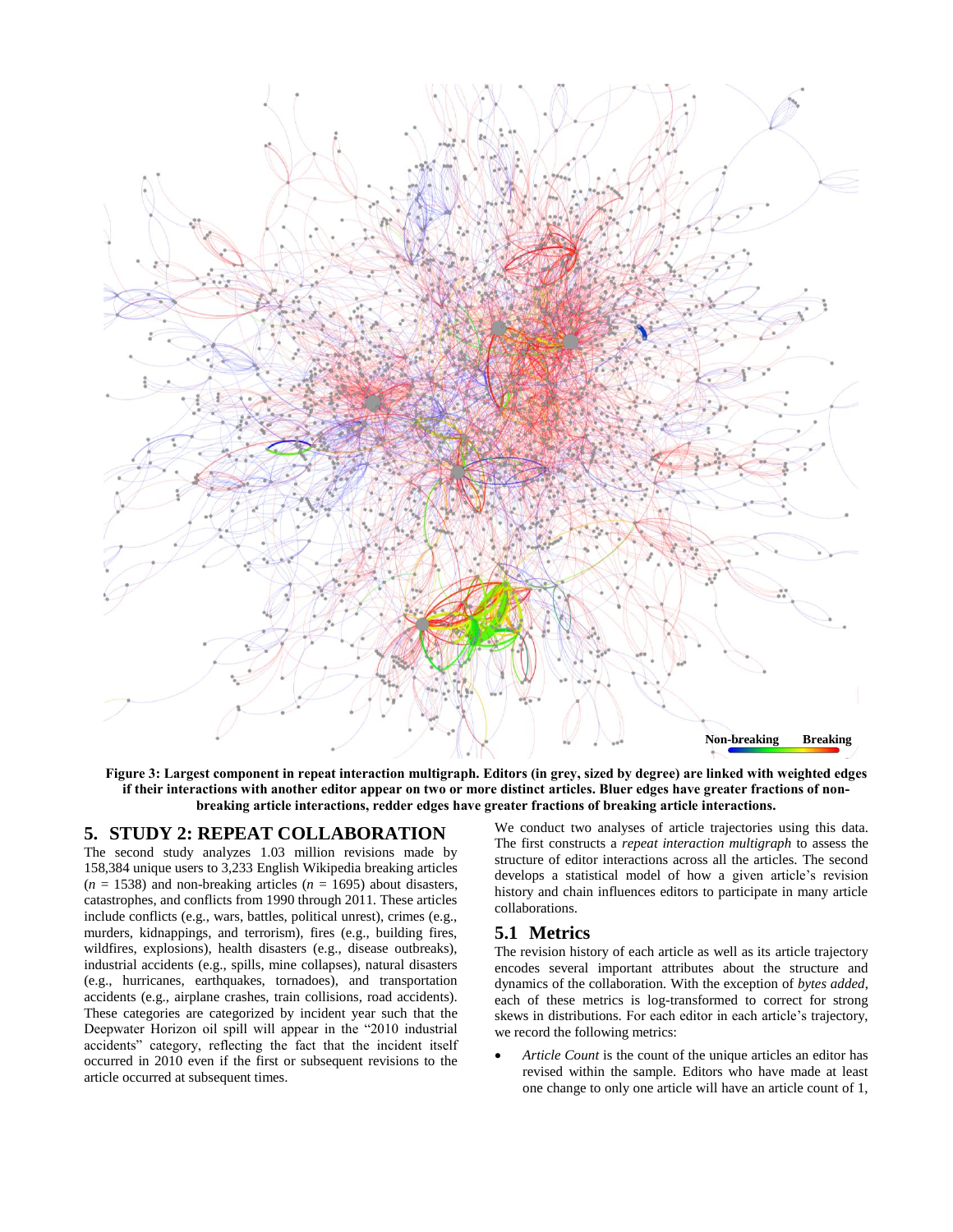Figure 3: Largest component in repeat interaction multigraph. Editors (in grey, sized by degree) are linked with weighted edges if their interactions with another editor appear on two or more distinct articles. Bluer edges have greater fractions of non-breaking article interactions, redder edges have greater fractions of breaking article interactions.

## 5. STUDY 2: REPEAT COLLABORATION

The second study analyzes 1.03 million revisions made by 158,384 unique users to 3,233 English Wikipedia breaking articles ($n$ = 1538) and non-breaking articles ($n$ = 1695) about disasters, catastrophes, and conflicts from 1990 through 2011. These articles include conflicts (e.g., wars, battles, political unrest), crimes (e.g., murders, kidnappings, and terrorism), fires (e.g., building fires, wildfires, explosions), health disasters (e.g., disease outbreaks), industrial accidents (e.g., spills, mine collapses), natural disasters (e.g., hurricanes, earthquakes, tornadoes), and transportation accidents (e.g., airplane crashes, train collisions, road accidents). These categories are categorized by incident year such that the Deepwater Horizon oil spill will appear in the "2010 industrial accidents" category, reflecting the fact that the incident itself occurred in 2010 even if the first or subsequent revisions to the article occurred at subsequent times.

We conduct two analyses of article trajectories using this data. The first constructs a *repeat interaction multigraph* to assess the structure of editor interactions across all the articles. The second develops a statistical model of how a given article's revision history and chain influences editors to participate in many article collaborations.

### 5.1 Metrics

The revision history of each article as well as its article trajectory encodes several important attributes about the structure and dynamics of the collaboration. With the exception of *bytes added*, each of these metrics is log-transformed to correct for strong skews in distributions. For each editor in each article's trajectory, we record the following metrics:

- *Article Count* is the count of the unique articles an editor has revised within the sample. Editors who have made at least one change to only one article will have an article count of 1,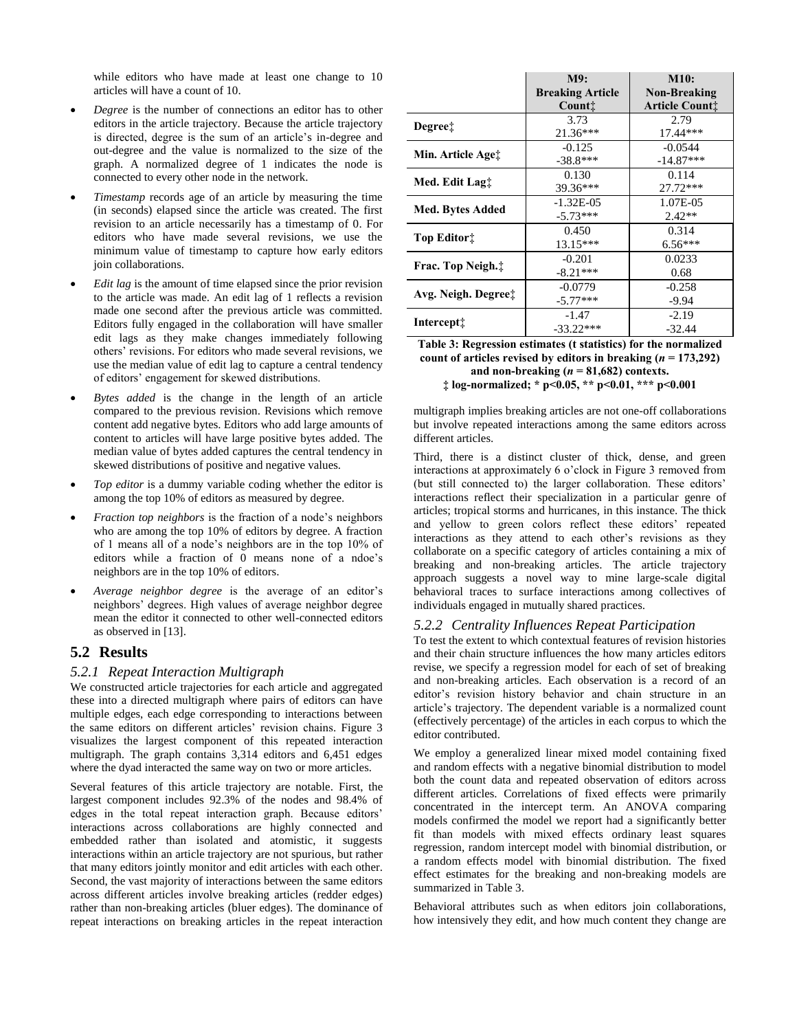while editors who have made at least one change to 10 articles will have a count of 10.

- *Degree* is the number of connections an editor has to other editors in the article trajectory. Because the article trajectory is directed, degree is the sum of an article's in-degree and out-degree and the value is normalized to the size of the graph. A normalized degree of 1 indicates the node is connected to every other node in the network.
- *Timestamp* records age of an article by measuring the time (in seconds) elapsed since the article was created. The first revision to an article necessarily has a timestamp of 0. For editors who have made several revisions, we use the minimum value of timestamp to capture how early editors join collaborations.
- *Edit lag* is the amount of time elapsed since the prior revision to the article was made. An edit lag of 1 reflects a revision made one second after the previous article was committed. Editors fully engaged in the collaboration will have smaller edit lags as they make changes immediately following others' revisions. For editors who made several revisions, we use the median value of edit lag to capture a central tendency of editors' engagement for skewed distributions.
- *Bytes added* is the change in the length of an article compared to the previous revision. Revisions which remove content add negative bytes. Editors who add large amounts of content to articles will have large positive bytes added. The median value of bytes added captures the central tendency in skewed distributions of positive and negative values.
- *Top editor* is a dummy variable coding whether the editor is among the top 10% of editors as measured by degree.
- *Fraction top neighbors* is the fraction of a node's neighbors who are among the top 10% of editors by degree. A fraction of 1 means all of a node's neighbors are in the top 10% of editors while a fraction of 0 means none of a ndoe's neighbors are in the top 10% of editors.
- *Average neighbor degree* is the average of an editor's neighbors' degrees. High values of average neighbor degree mean the editor it connected to other well-connected editors as observed in [13].

## 5.2 Results

### 5.2.1 Repeat Interaction Multigraph

We constructed article trajectories for each article and aggregated these into a directed multigraph where pairs of editors can have multiple edges, each edge corresponding to interactions between the same editors on different articles' revision chains. Figure 3 visualizes the largest component of this repeated interaction multigraph. The graph contains 3,314 editors and 6,451 edges where the dyad interacted the same way on two or more articles.

Several features of this article trajectory are notable. First, the largest component includes 92.3% of the nodes and 98.4% of edges in the total repeat interaction graph. Because editors' interactions across collaborations are highly connected and embedded rather than isolated and atomistic, it suggests interactions within an article trajectory are not spurious, but rather that many editors jointly monitor and edit articles with each other. Second, the vast majority of interactions between the same editors across different articles involve breaking articles (redder edges) rather than non-breaking articles (bluer edges). The dominance of repeat interactions on breaking articles in the repeat interaction multigraph implies breaking articles are not one-off collaborations but involve repeated interactions among the same editors across different articles.

Third, there is a distinct cluster of thick, dense, and green interactions at approximately 6 o'clock in Figure 3 removed from (but still connected to) the larger collaboration. These editors' interactions reflect their specialization in a particular genre of articles; tropical storms and hurricanes, in this instance. The thick and yellow to green colors reflect these editors' repeated interactions as they attend to each other's revisions as they collaborate on a specific category of articles containing a mix of breaking and non-breaking articles. The article trajectory approach suggests a novel way to mine large-scale digital behavioral traces to surface interactions among collectives of individuals engaged in mutually shared practices.

|  | M9: Breaking Article Count‡ | M10: Non-Breaking Article Count‡ |
|---|---|---|
| Degree‡ | 3.73<br>21.36*** | 2.79<br>17.44*** |
| Min. Article Age‡ | -0.125<br>-38.8*** | -0.0544<br>-14.87*** |
| Med. Edit Lag‡ | 0.130<br>39.36*** | 0.114<br>27.72*** |
| Med. Bytes Added | -1.32E-05<br>-5.73*** | 1.07E-05<br>2.42** |
| Top Editor‡ | 0.450<br>13.15*** | 0.314<br>6.56*** |
| Frac. Top Neigh.‡ | -0.201<br>-8.21*** | 0.0233<br>0.68 |
| Avg. Neigh. Degree‡ | -0.0779<br>-5.77*** | -0.258<br>-9.94 |
| Intercept‡ | -1.47<br>-33.22*** | -2.19<br>-32.44 |

**Table 3: Regression estimates (t statistics) for the normalized count of articles revised by editors in breaking ($n$ = 173,292) and non-breaking ($n$ = 81,682) contexts. ‡ log-normalized; * p<0.05, ** p<0.01, *** p<0.001**

### 5.2.2 Centrality Influences Repeat Participation

To test the extent to which contextual features of revision histories and their chain structure influences the how many articles editors revise, we specify a regression model for each of set of breaking and non-breaking articles. Each observation is a record of an editor's revision history behavior and chain structure in an article's trajectory. The dependent variable is a normalized count (effectively percentage) of the articles in each corpus to which the editor contributed.

We employ a generalized linear mixed model containing fixed and random effects with a negative binomial distribution to model both the count data and repeated observation of editors across different articles. Correlations of fixed effects were primarily concentrated in the intercept term. An ANOVA comparing models confirmed the model we report had a significantly better fit than models with mixed effects ordinary least squares regression, random intercept model with binomial distribution, or a random effects model with binomial distribution. The fixed effect estimates for the breaking and non-breaking models are summarized in Table 3.

Behavioral attributes such as when editors join collaborations, how intensively they edit, and how much content they change are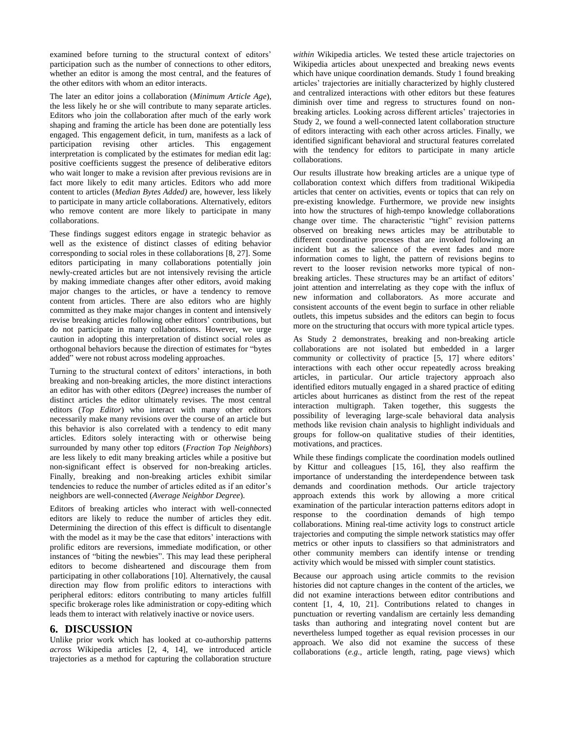examined before turning to the structural context of editors' participation such as the number of connections to other editors, whether an editor is among the most central, and the features of the other editors with whom an editor interacts.

The later an editor joins a collaboration (*Minimum Article Age*), the less likely he or she will contribute to many separate articles. Editors who join the collaboration after much of the early work shaping and framing the article has been done are potentially less engaged. This engagement deficit, in turn, manifests as a lack of participation revising other articles. This engagement interpretation is complicated by the estimates for median edit lag: positive coefficients suggest the presence of deliberative editors who wait longer to make a revision after previous revisions are in fact more likely to edit many articles. Editors who add more content to articles (*Median Bytes Added)* are, however, less likely to participate in many article collaborations. Alternatively, editors who remove content are more likely to participate in many collaborations.

These findings suggest editors engage in strategic behavior as well as the existence of distinct classes of editing behavior corresponding to social roles in these collaborations [8, 27]. Some editors participating in many collaborations potentially join newly-created articles but are not intensively revising the article by making immediate changes after other editors, avoid making major changes to the articles, or have a tendency to remove content from articles. There are also editors who are highly committed as they make major changes in content and intensively revise breaking articles following other editors' contributions, but do not participate in many collaborations. However, we urge caution in adopting this interpretation of distinct social roles as orthogonal behaviors because the direction of estimates for "bytes added" were not robust across modeling approaches.

Turning to the structural context of editors' interactions, in both breaking and non-breaking articles, the more distinct interactions an editor has with other editors (*Degree*) increases the number of distinct articles the editor ultimately revises. The most central editors (*Top Editor*) who interact with many other editors necessarily make many revisions over the course of an article but this behavior is also correlated with a tendency to edit many articles. Editors solely interacting with or otherwise being surrounded by many other top editors (*Fraction Top Neighbors*) are less likely to edit many breaking articles while a positive but non-significant effect is observed for non-breaking articles. Finally, breaking and non-breaking articles exhibit similar tendencies to reduce the number of articles edited as if an editor's neighbors are well-connected (*Average Neighbor Degree*).

Editors of breaking articles who interact with well-connected editors are likely to reduce the number of articles they edit. Determining the direction of this effect is difficult to disentangle with the model as it may be the case that editors' interactions with prolific editors are reversions, immediate modification, or other instances of "biting the newbies". This may lead these peripheral editors to become disheartened and discourage them from participating in other collaborations [10]. Alternatively, the causal direction may flow from prolific editors to interactions with peripheral editors: editors contributing to many articles fulfill specific brokerage roles like administration or copy-editing which leads them to interact with relatively inactive or novice users.

# 6. DISCUSSION

Unlike prior work which has looked at co-authorship patterns *across* Wikipedia articles [2, 4, 14], we introduced article trajectories as a method for capturing the collaboration structure *within* Wikipedia articles. We tested these article trajectories on Wikipedia articles about unexpected and breaking news events which have unique coordination demands. Study 1 found breaking articles' trajectories are initially characterized by highly clustered and centralized interactions with other editors but these features diminish over time and regress to structures found on non-breaking articles. Looking across different articles' trajectories in Study 2, we found a well-connected latent collaboration structure of editors interacting with each other across articles. Finally, we identified significant behavioral and structural features correlated with the tendency for editors to participate in many article collaborations.

Our results illustrate how breaking articles are a unique type of collaboration context which differs from traditional Wikipedia articles that center on activities, events or topics that can rely on pre-existing knowledge. Furthermore, we provide new insights into how the structures of high-tempo knowledge collaborations change over time. The characteristic "tight" revision patterns observed on breaking news articles may be attributable to different coordinative processes that are invoked following an incident but as the salience of the event fades and more information comes to light, the pattern of revisions begins to revert to the looser revision networks more typical of non-breaking articles. These structures may be an artifact of editors' joint attention and interrelating as they cope with the influx of new information and collaborators. As more accurate and consistent accounts of the event begin to surface in other reliable outlets, this impetus subsides and the editors can begin to focus more on the structuring that occurs with more typical article types.

As Study 2 demonstrates, breaking and non-breaking article collaborations are not isolated but embedded in a larger community or collectivity of practice [5, 17] where editors' interactions with each other occur repeatedly across breaking articles, in particular. Our article trajectory approach also identified editors mutually engaged in a shared practice of editing articles about hurricanes as distinct from the rest of the repeat interaction multigraph. Taken together, this suggests the possibility of leveraging large-scale behavioral data analysis methods like revision chain analysis to highlight individuals and groups for follow-on qualitative studies of their identities, motivations, and practices.

While these findings complicate the coordination models outlined by Kittur and colleagues [15, 16], they also reaffirm the importance of understanding the interdependence between task demands and coordination methods. Our article trajectory approach extends this work by allowing a more critical examination of the particular interaction patterns editors adopt in response to the coordination demands of high tempo collaborations. Mining real-time activity logs to construct article trajectories and computing the simple network statistics may offer metrics or other inputs to classifiers so that administrators and other community members can identify intense or trending activity which would be missed with simpler count statistics.

Because our approach using article commits to the revision histories did not capture changes in the content of the articles, we did not examine interactions between editor contributions and content [1, 4, 10, 21]. Contributions related to changes in punctuation or reverting vandalism are certainly less demanding tasks than authoring and integrating novel content but are nevertheless lumped together as equal revision processes in our approach. We also did not examine the success of these collaborations (*e.g.*, article length, rating, page views) which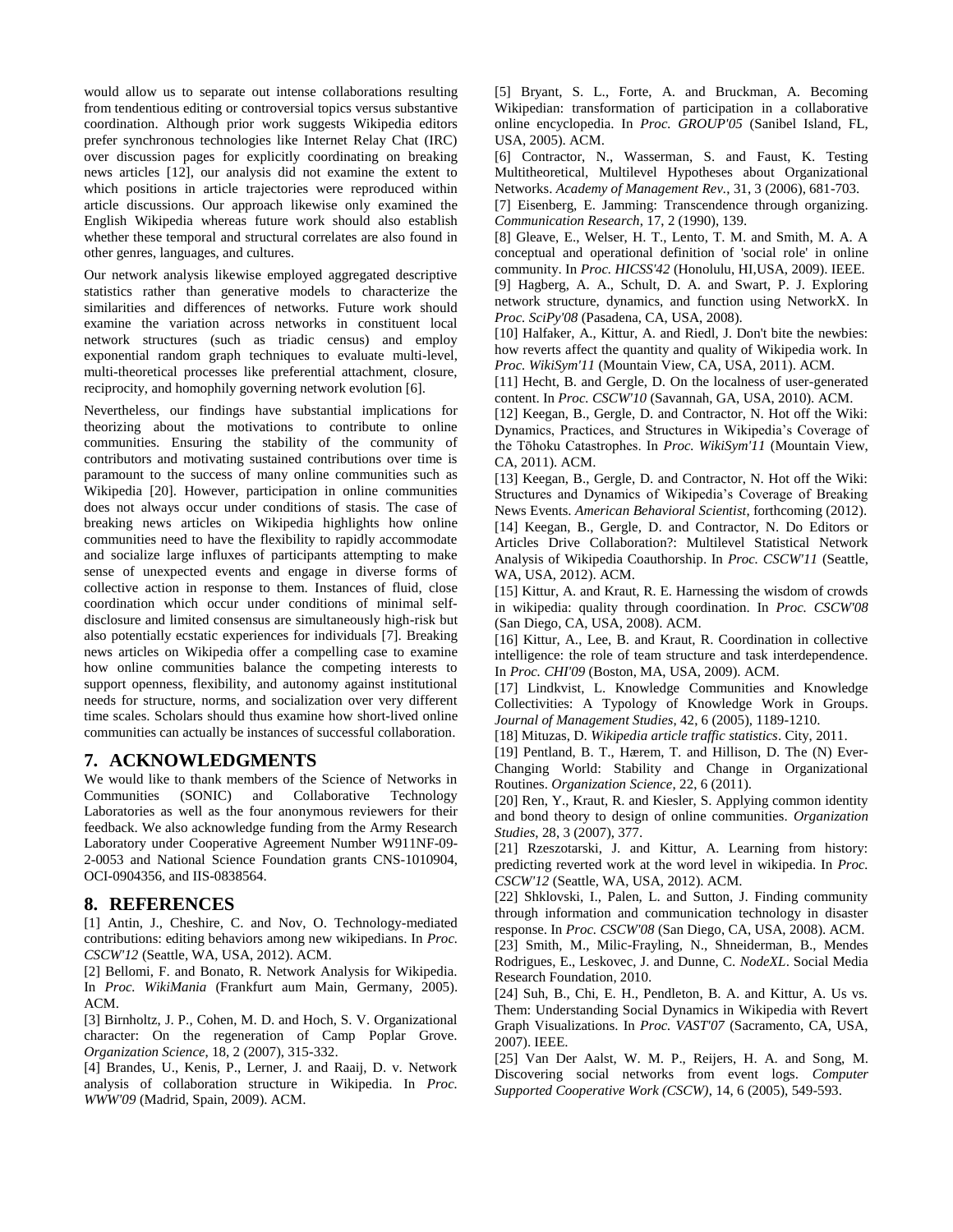would allow us to separate out intense collaborations resulting from tendentious editing or controversial topics versus substantive coordination. Although prior work suggests Wikipedia editors prefer synchronous technologies like Internet Relay Chat (IRC) over discussion pages for explicitly coordinating on breaking news articles [12], our analysis did not examine the extent to which positions in article trajectories were reproduced within article discussions. Our approach likewise only examined the English Wikipedia whereas future work should also establish whether these temporal and structural correlates are also found in other genres, languages, and cultures.

Our network analysis likewise employed aggregated descriptive statistics rather than generative models to characterize the similarities and differences of networks. Future work should examine the variation across networks in constituent local network structures (such as triadic census) and employ exponential random graph techniques to evaluate multi-level, multi-theoretical processes like preferential attachment, closure, reciprocity, and homophily governing network evolution [6].

Nevertheless, our findings have substantial implications for theorizing about the motivations to contribute to online communities. Ensuring the stability of the community of contributors and motivating sustained contributions over time is paramount to the success of many online communities such as Wikipedia [20]. However, participation in online communities does not always occur under conditions of stasis. The case of breaking news articles on Wikipedia highlights how online communities need to have the flexibility to rapidly accommodate and socialize large influxes of participants attempting to make sense of unexpected events and engage in diverse forms of collective action in response to them. Instances of fluid, close coordination which occur under conditions of minimal self-disclosure and limited consensus are simultaneously high-risk but also potentially ecstatic experiences for individuals [7]. Breaking news articles on Wikipedia offer a compelling case to examine how online communities balance the competing interests to support openness, flexibility, and autonomy against institutional needs for structure, norms, and socialization over very different time scales. Scholars should thus examine how short-lived online communities can actually be instances of successful collaboration.

## 7. ACKNOWLEDGMENTS

We would like to thank members of the Science of Networks in Communities (SONIC) and Collaborative Technology Laboratories as well as the four anonymous reviewers for their feedback. We also acknowledge funding from the Army Research Laboratory under Cooperative Agreement Number W911NF-09-2-0053 and National Science Foundation grants CNS-1010904, OCI-0904356, and IIS-0838564.

## 8. REFERENCES

[1] Antin, J., Cheshire, C. and Nov, O. Technology-mediated contributions: editing behaviors among new wikipedians. In *Proc. CSCW'12* (Seattle, WA, USA, 2012). ACM.

[2] Bellomi, F. and Bonato, R. Network Analysis for Wikipedia. In *Proc. WikiMania* (Frankfurt aum Main, Germany, 2005). ACM.

[3] Birnholtz, J. P., Cohen, M. D. and Hoch, S. V. Organizational character: On the regeneration of Camp Poplar Grove. *Organization Science*, 18, 2 (2007), 315-332.

[4] Brandes, U., Kenis, P., Lerner, J. and Raaij, D. v. Network analysis of collaboration structure in Wikipedia. In *Proc. WWW'09* (Madrid, Spain, 2009). ACM.

[5] Bryant, S. L., Forte, A. and Bruckman, A. Becoming Wikipedian: transformation of participation in a collaborative online encyclopedia. In *Proc. GROUP'05* (Sanibel Island, FL, USA, 2005). ACM.

[6] Contractor, N., Wasserman, S. and Faust, K. Testing Multitheoretical, Multilevel Hypotheses about Organizational Networks. *Academy of Management Rev.*, 31, 3 (2006), 681-703.

[7] Eisenberg, E. Jamming: Transcendence through organizing. *Communication Research*, 17, 2 (1990), 139.

[8] Gleave, E., Welser, H. T., Lento, T. M. and Smith, M. A. A conceptual and operational definition of 'social role' in online community. In *Proc. HICSS'42* (Honolulu, HI,USA, 2009). IEEE.

[9] Hagberg, A. A., Schult, D. A. and Swart, P. J. Exploring network structure, dynamics, and function using NetworkX. In *Proc. SciPy'08* (Pasadena, CA, USA, 2008).

[10] Halfaker, A., Kittur, A. and Riedl, J. Don't bite the newbies: how reverts affect the quantity and quality of Wikipedia work. In *Proc. WikiSym'11* (Mountain View, CA, USA, 2011). ACM.

[11] Hecht, B. and Gergle, D. On the localness of user-generated content. In *Proc. CSCW'10* (Savannah, GA, USA, 2010). ACM.

[12] Keegan, B., Gergle, D. and Contractor, N. Hot off the Wiki: Dynamics, Practices, and Structures in Wikipedia's Coverage of the Tōhoku Catastrophes. In *Proc. WikiSym'11* (Mountain View, CA, 2011). ACM.

[13] Keegan, B., Gergle, D. and Contractor, N. Hot off the Wiki: Structures and Dynamics of Wikipedia's Coverage of Breaking News Events. *American Behavioral Scientist*, forthcoming (2012).

[14] Keegan, B., Gergle, D. and Contractor, N. Do Editors or Articles Drive Collaboration?: Multilevel Statistical Network Analysis of Wikipedia Coauthorship. In *Proc. CSCW'11* (Seattle, WA, USA, 2012). ACM.

[15] Kittur, A. and Kraut, R. E. Harnessing the wisdom of crowds in wikipedia: quality through coordination. In *Proc. CSCW'08* (San Diego, CA, USA, 2008). ACM.

[16] Kittur, A., Lee, B. and Kraut, R. Coordination in collective intelligence: the role of team structure and task interdependence. In *Proc. CHI'09* (Boston, MA, USA, 2009). ACM.

[17] Lindkvist, L. Knowledge Communities and Knowledge Collectivities: A Typology of Knowledge Work in Groups. *Journal of Management Studies*, 42, 6 (2005), 1189-1210.

[18] Mituzas, D. *Wikipedia article traffic statistics*. City, 2011.

[19] Pentland, B. T., Hærem, T. and Hillison, D. The (N) Ever-Changing World: Stability and Change in Organizational Routines. *Organization Science*, 22, 6 (2011).

[20] Ren, Y., Kraut, R. and Kiesler, S. Applying common identity and bond theory to design of online communities. *Organization Studies*, 28, 3 (2007), 377.

[21] Rzeszotarski, J. and Kittur, A. Learning from history: predicting reverted work at the word level in wikipedia. In *Proc. CSCW'12* (Seattle, WA, USA, 2012). ACM.

[22] Shklovski, I., Palen, L. and Sutton, J. Finding community through information and communication technology in disaster response. In *Proc. CSCW'08* (San Diego, CA, USA, 2008). ACM.

[23] Smith, M., Milic-Frayling, N., Shneiderman, B., Mendes Rodrigues, E., Leskovec, J. and Dunne, C. *NodeXL*. Social Media Research Foundation, 2010.

[24] Suh, B., Chi, E. H., Pendleton, B. A. and Kittur, A. Us vs. Them: Understanding Social Dynamics in Wikipedia with Revert Graph Visualizations. In *Proc. VAST'07* (Sacramento, CA, USA, 2007). IEEE.

[25] Van Der Aalst, W. M. P., Reijers, H. A. and Song, M. Discovering social networks from event logs. *Computer Supported Cooperative Work (CSCW)*, 14, 6 (2005), 549-593.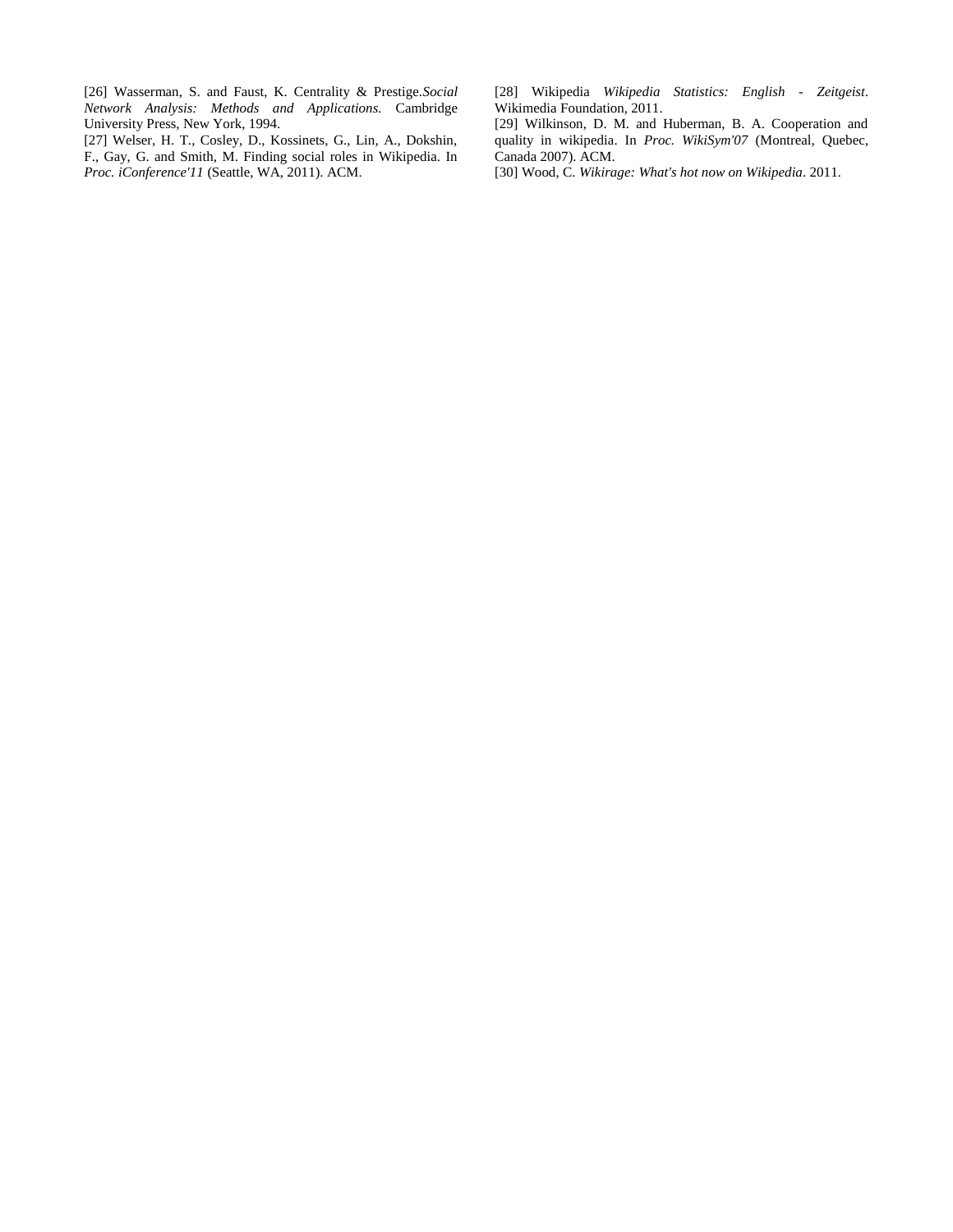[26] Wasserman, S. and Faust, K. Centrality & Prestige.*Social Network Analysis: Methods and Applications.* Cambridge University Press, New York, 1994.

[27] Welser, H. T., Cosley, D., Kossinets, G., Lin, A., Dokshin, F., Gay, G. and Smith, M. Finding social roles in Wikipedia. In *Proc. iConference'11* (Seattle, WA, 2011). ACM.

[28] Wikipedia *Wikipedia Statistics: English - Zeitgeist*. Wikimedia Foundation, 2011.

[29] Wilkinson, D. M. and Huberman, B. A. Cooperation and quality in wikipedia. In *Proc. WikiSym'07* (Montreal, Quebec, Canada 2007). ACM.

[30] Wood, C. *Wikirage: What's hot now on Wikipedia*. 2011.